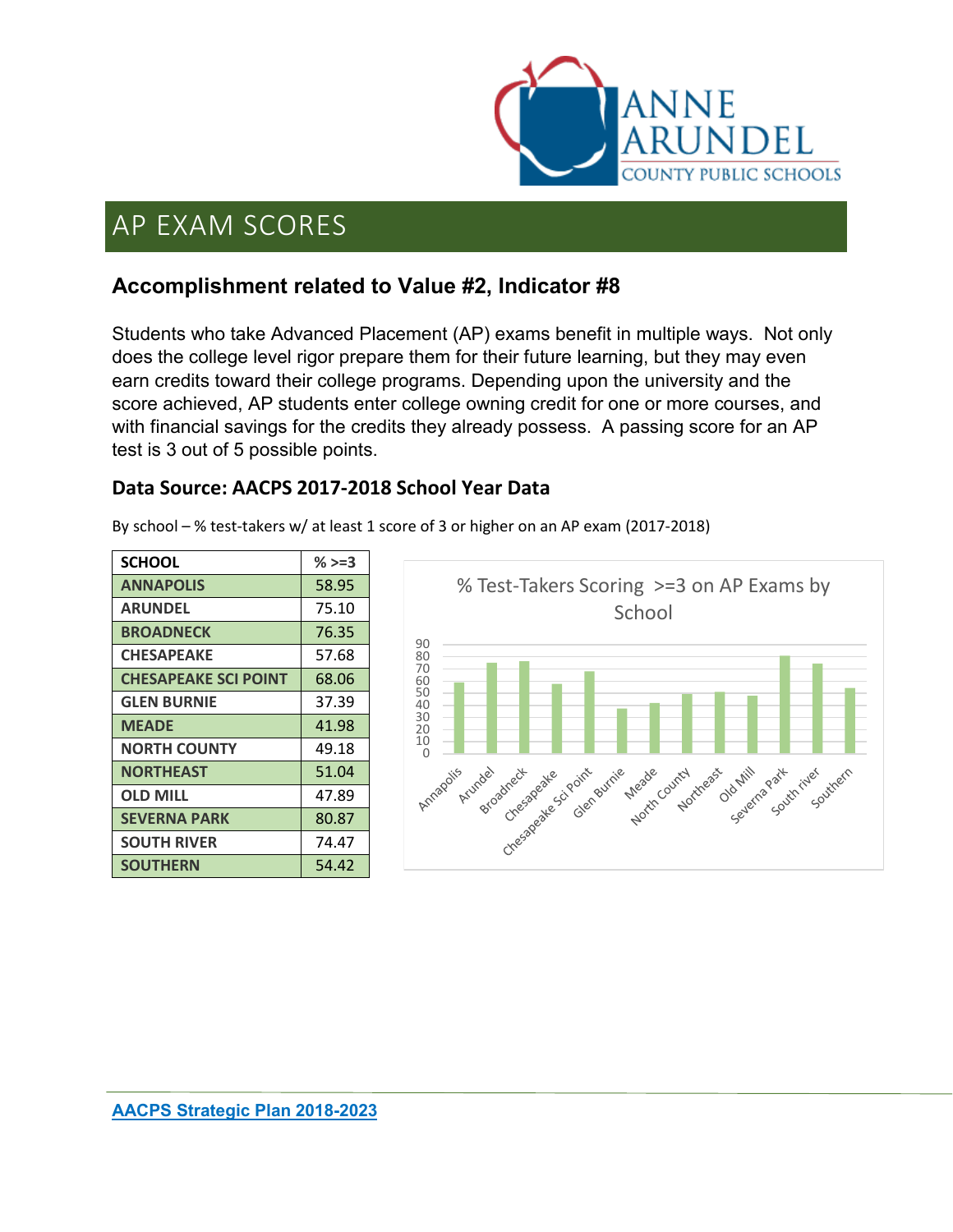# AP EXAM SCORES

## Accomplishment related to Value #2, Indicator #8

Students who take Advanced Placement (AP) exams benefit in multiple ways. Not only does the college level rigor prepare them for their future learning, but they may even earn credits toward their college programs. Depending upon the university and the score achieved, AP students enter college owning credit for one or more courses, and with financial savings for the credits they already possess. A passing score for an AP test is 3 out of 5 possible points.

### Data Source: AACPS 2017-2018 School Year Data

By school – % test-takers w/ at least 1 score of 3 or higher on an AP exam (2017-2018)

| SCHOOL | % >=3 |
|---|---|
| ANNAPOLIS | 58.95 |
| ARUNDEL | 75.10 |
| BROADNECK | 76.35 |
| CHESAPEAKE | 57.68 |
| CHESAPEAKE SCI POINT | 68.06 |
| GLEN BURNIE | 37.39 |
| MEADE | 41.98 |
| NORTH COUNTY | 49.18 |
| NORTHEAST | 51.04 |
| OLD MILL | 47.89 |
| SEVERNA PARK | 80.87 |
| SOUTH RIVER | 74.47 |
| SOUTHERN | 54.42 |

% Test-Takers Scoring >=3 on AP Exams by School

AACPS Strategic Plan 2018-2023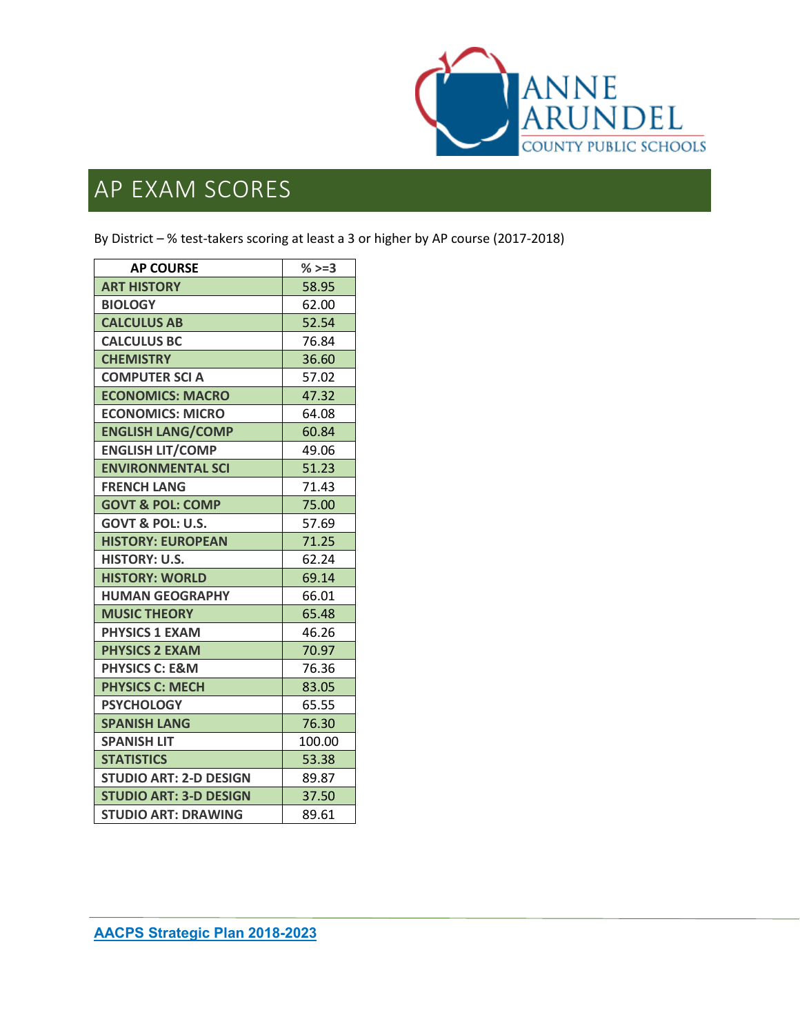# AP EXAM SCORES

By District – % test-takers scoring at least a 3 or higher by AP course (2017-2018)

| AP COURSE | % >=3 |
|---|---|
| ART HISTORY | 58.95 |
| BIOLOGY | 62.00 |
| CALCULUS AB | 52.54 |
| CALCULUS BC | 76.84 |
| CHEMISTRY | 36.60 |
| COMPUTER SCI A | 57.02 |
| ECONOMICS: MACRO | 47.32 |
| ECONOMICS: MICRO | 64.08 |
| ENGLISH LANG/COMP | 60.84 |
| ENGLISH LIT/COMP | 49.06 |
| ENVIRONMENTAL SCI | 51.23 |
| FRENCH LANG | 71.43 |
| GOVT & POL: COMP | 75.00 |
| GOVT & POL: U.S. | 57.69 |
| HISTORY: EUROPEAN | 71.25 |
| HISTORY: U.S. | 62.24 |
| HISTORY: WORLD | 69.14 |
| HUMAN GEOGRAPHY | 66.01 |
| MUSIC THEORY | 65.48 |
| PHYSICS 1 EXAM | 46.26 |
| PHYSICS 2 EXAM | 70.97 |
| PHYSICS C: E&M | 76.36 |
| PHYSICS C: MECH | 83.05 |
| PSYCHOLOGY | 65.55 |
| SPANISH LANG | 76.30 |
| SPANISH LIT | 100.00 |
| STATISTICS | 53.38 |
| STUDIO ART: 2-D DESIGN | 89.87 |
| STUDIO ART: 3-D DESIGN | 37.50 |
| STUDIO ART: DRAWING | 89.61 |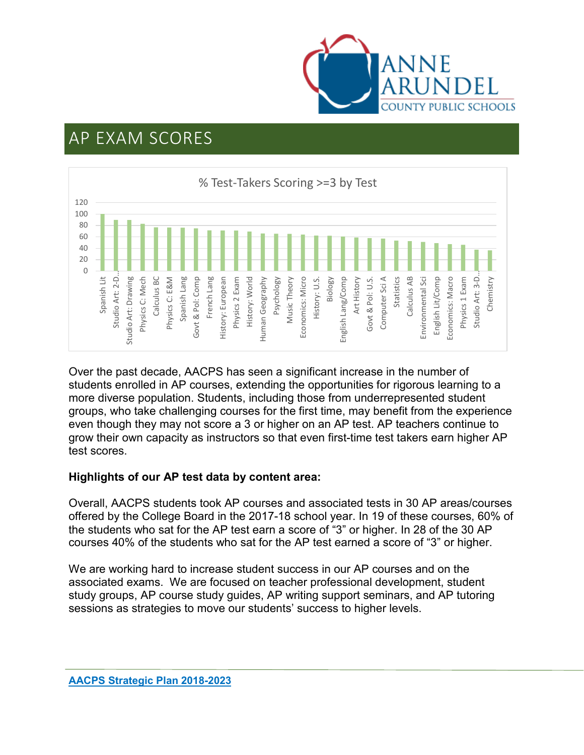# AP EXAM SCORES

% Test-Takers Scoring >=3 by Test

Over the past decade, AACPS has seen a significant increase in the number of students enrolled in AP courses, extending the opportunities for rigorous learning to a more diverse population. Students, including those from underrepresented student groups, who take challenging courses for the first time, may benefit from the experience even though they may not score a 3 or higher on an AP test. AP teachers continue to grow their own capacity as instructors so that even first-time test takers earn higher AP test scores.

**Highlights of our AP test data by content area:**

Overall, AACPS students took AP courses and associated tests in 30 AP areas/courses offered by the College Board in the 2017-18 school year. In 19 of these courses, 60% of the students who sat for the AP test earn a score of “3” or higher. In 28 of the 30 AP courses 40% of the students who sat for the AP test earned a score of “3” or higher.

We are working hard to increase student success in our AP courses and on the associated exams. We are focused on teacher professional development, student study groups, AP course study guides, AP writing support seminars, and AP tutoring sessions as strategies to move our students’ success to higher levels.

[AACPS Strategic Plan 2018-2023]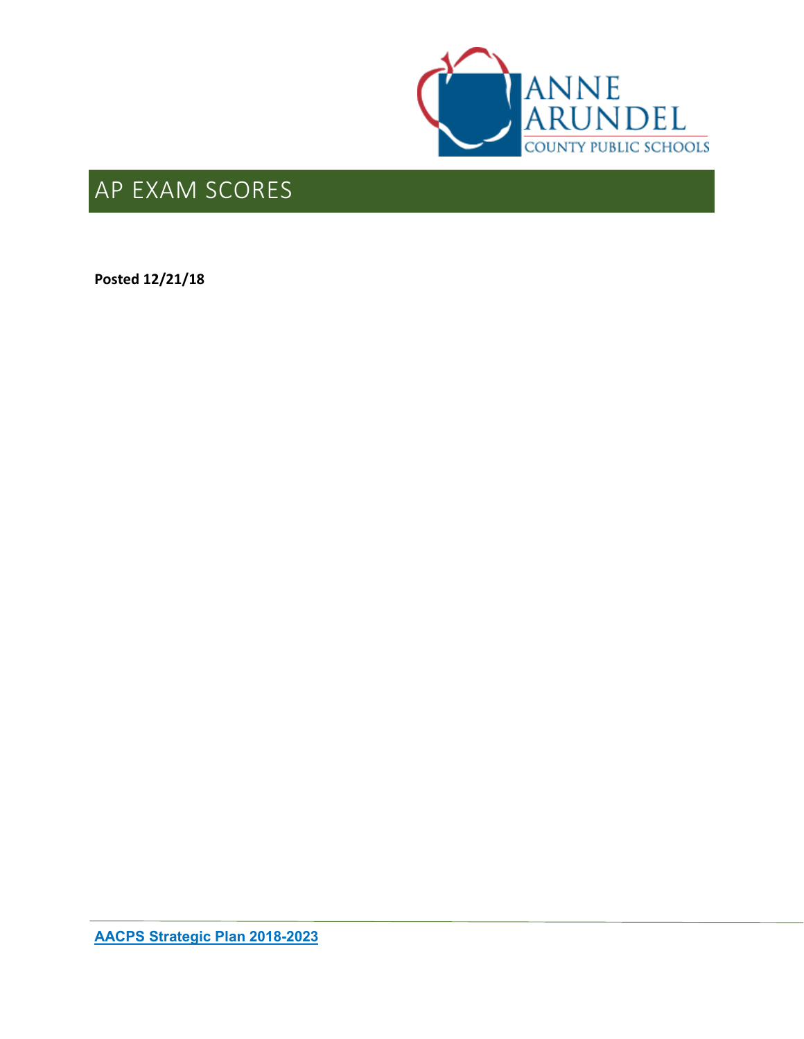# AP EXAM SCORES

**Posted 12/21/18**

AACPS Strategic Plan 2018-2023